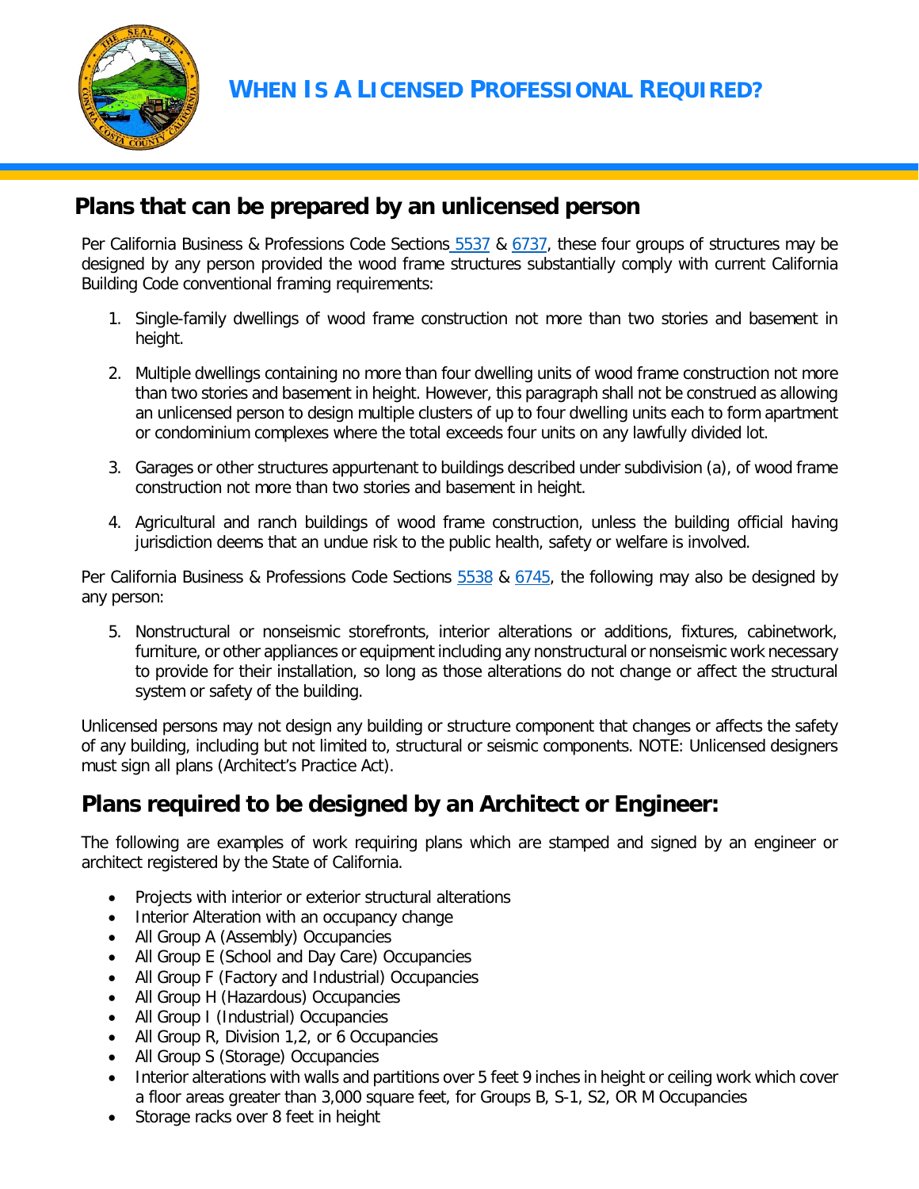# WHEN IS A LICENSED PROFESSIONAL REQUIRED?

## Plans that can be prepared by an unlicensed person

Per California Business & Professions Code Sections 5537 & 6737, these four groups of structures may be designed by any person provided the wood frame structures substantially comply with current California Building Code conventional framing requirements:

1. Single-family dwellings of wood frame construction not more than two stories and basement in height.
2. Multiple dwellings containing no more than four dwelling units of wood frame construction not more than two stories and basement in height. However, this paragraph shall not be construed as allowing an unlicensed person to design multiple clusters of up to four dwelling units each to form apartment or condominium complexes where the total exceeds four units on any lawfully divided lot.
3. Garages or other structures appurtenant to buildings described under subdivision (a), of wood frame construction not more than two stories and basement in height.
4. Agricultural and ranch buildings of wood frame construction, unless the building official having jurisdiction deems that an undue risk to the public health, safety or welfare is involved.

Per California Business & Professions Code Sections 5538 & 6745, the following may also be designed by any person:

5. Nonstructural or nonseismic storefronts, interior alterations or additions, fixtures, cabinetwork, furniture, or other appliances or equipment including any nonstructural or nonseismic work necessary to provide for their installation, so long as those alterations do not change or affect the structural system or safety of the building.

Unlicensed persons may not design any building or structure component that changes or affects the safety of any building, including but not limited to, structural or seismic components. NOTE: Unlicensed designers must sign all plans (Architect's Practice Act).

## Plans required to be designed by an Architect or Engineer:

The following are examples of work requiring plans which are stamped and signed by an engineer or architect registered by the State of California.

- Projects with interior or exterior structural alterations
- Interior Alteration with an occupancy change
- All Group A (Assembly) Occupancies
- All Group E (School and Day Care) Occupancies
- All Group F (Factory and Industrial) Occupancies
- All Group H (Hazardous) Occupancies
- All Group I (Industrial) Occupancies
- All Group R, Division 1,2, or 6 Occupancies
- All Group S (Storage) Occupancies
- Interior alterations with walls and partitions over 5 feet 9 inches in height or ceiling work which cover a floor areas greater than 3,000 square feet, for Groups B, S-1, S2, OR M Occupancies
- Storage racks over 8 feet in height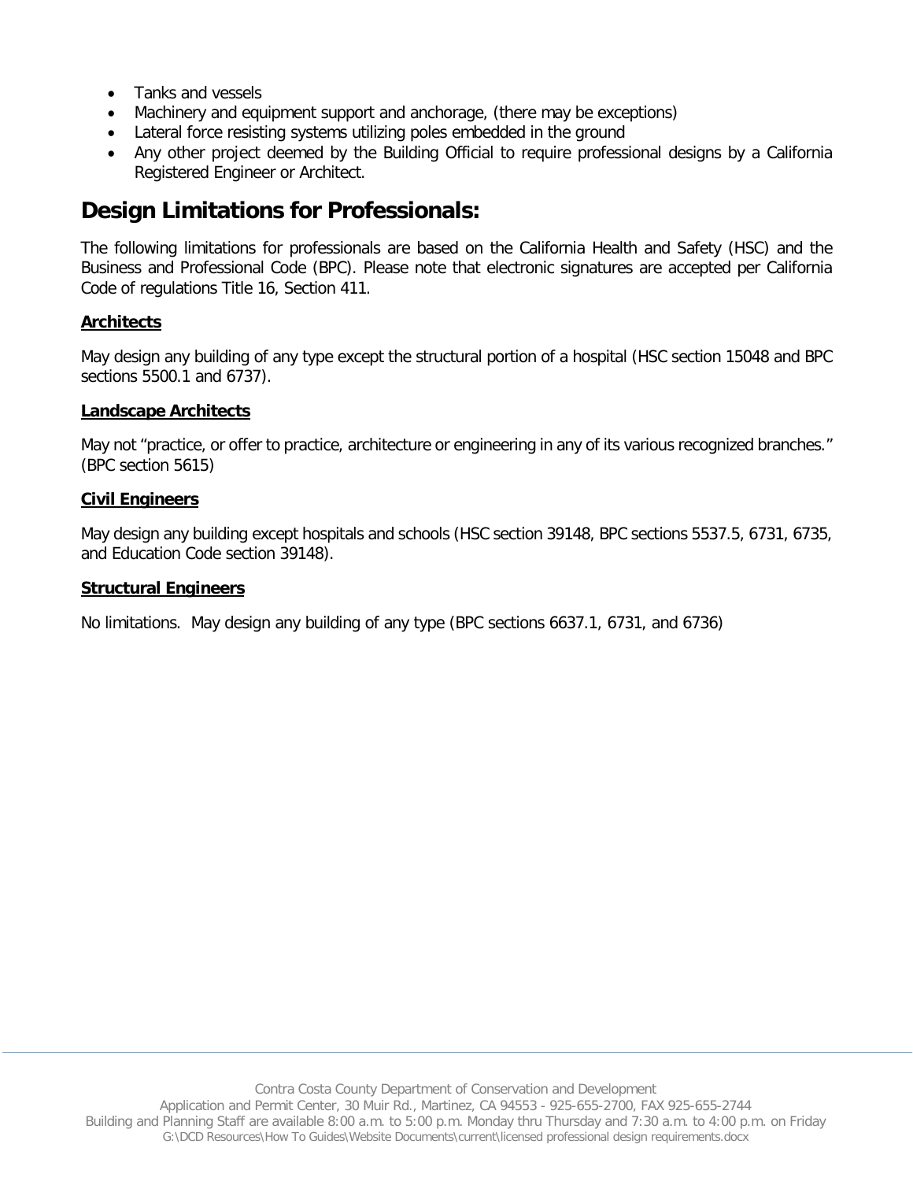- Tanks and vessels
- Machinery and equipment support and anchorage, (there may be exceptions)
- Lateral force resisting systems utilizing poles embedded in the ground
- Any other project deemed by the Building Official to require professional designs by a California Registered Engineer or Architect.

## Design Limitations for Professionals:

The following limitations for professionals are based on the California Health and Safety (HSC) and the Business and Professional Code (BPC). Please note that electronic signatures are accepted per California Code of regulations Title 16, Section 411.

### Architects

May design any building of any type except the structural portion of a hospital (HSC section 15048 and BPC sections 5500.1 and 6737).

### Landscape Architects

May not "practice, or offer to practice, architecture or engineering in any of its various recognized branches." (BPC section 5615)

### Civil Engineers

May design any building except hospitals and schools (HSC section 39148, BPC sections 5537.5, 6731, 6735, and Education Code section 39148).

### Structural Engineers

No limitations. May design any building of any type (BPC sections 6637.1, 6731, and 6736)

Contra Costa County Department of Conservation and Development
Application and Permit Center, 30 Muir Rd., Martinez, CA 94553 - 925-655-2700, FAX 925-655-2744
Building and Planning Staff are available 8:00 a.m. to 5:00 p.m. Monday thru Thursday and 7:30 a.m. to 4:00 p.m. on Friday
G:\DCD Resources\How To Guides\Website Documents\current\licensed professional design requirements.docx